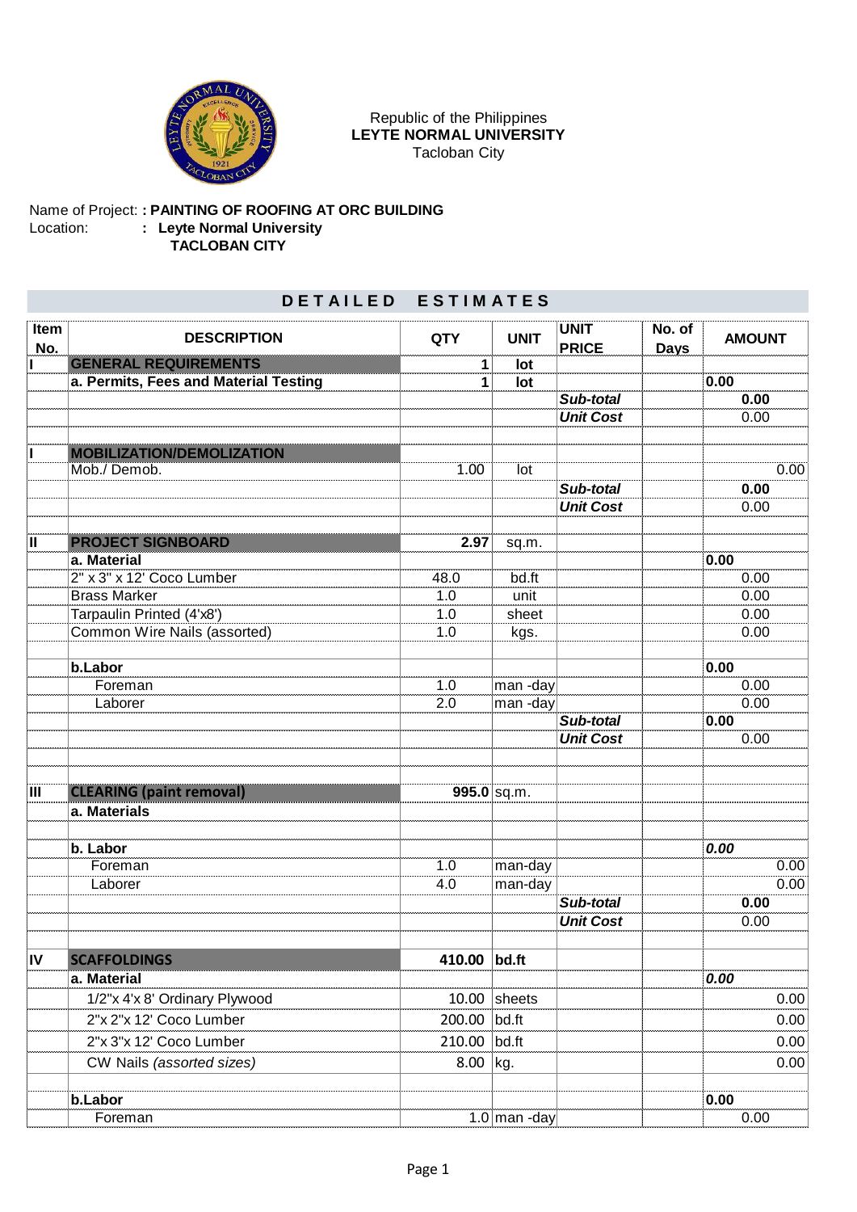Republic of the Philippines
**LEYTE NORMAL UNIVERSITY**
Tacloban City

Name of Project: **: PAINTING OF ROOFING AT ORC BUILDING**
Location: **: Leyte Normal University**
**TACLOBAN CITY**

## DETAILED ESTIMATES

| Item No. | DESCRIPTION | QTY | UNIT | UNIT PRICE | No. of Days | AMOUNT |
|---|---|---|---|---|---|---|
| **I** | **GENERAL REQUIREMENTS** | **1** | **lot** | | | |
| | **a. Permits, Fees and Material Testing** | **1** | **lot** | | | **0.00** |
| | | | | ***Sub-total*** | | **0.00** |
| | | | | ***Unit Cost*** | | 0.00 |
| | | | | | | |
| **I** | **MOBILIZATION/DEMOLIZATION** | | | | | |
| | Mob./ Demob. | 1.00 | lot | | | 0.00 |
| | | | | ***Sub-total*** | | **0.00** |
| | | | | ***Unit Cost*** | | 0.00 |
| | | | | | | |
| **II** | **PROJECT SIGNBOARD** | **2.97** | sq.m. | | | |
| | **a. Material** | | | | | **0.00** |
| | 2" x 3" x 12' Coco Lumber | 48.0 | bd.ft | | | 0.00 |
| | Brass Marker | 1.0 | unit | | | 0.00 |
| | Tarpaulin Printed (4'x8') | 1.0 | sheet | | | 0.00 |
| | Common Wire Nails (assorted) | 1.0 | kgs. | | | 0.00 |
| | | | | | | |
| | **b.Labor** | | | | | **0.00** |
| | Foreman | 1.0 | man -day | | | 0.00 |
| | Laborer | 2.0 | man -day | | | 0.00 |
| | | | | ***Sub-total*** | | **0.00** |
| | | | | ***Unit Cost*** | | 0.00 |
| | | | | | | |
| | | | | | | |
| **III** | **CLEARING (paint removal)** | **995.0** | sq.m. | | | |
| | **a. Materials** | | | | | |
| | | | | | | |
| | **b. Labor** | | | | | ***0.00*** |
| | Foreman | 1.0 | man-day | | | 0.00 |
| | Laborer | 4.0 | man-day | | | 0.00 |
| | | | | ***Sub-total*** | | **0.00** |
| | | | | ***Unit Cost*** | | 0.00 |
| | | | | | | |
| **IV** | **SCAFFOLDINGS** | **410.00** | **bd.ft** | | | |
| | **a. Material** | | | | | ***0.00*** |
| | 1/2"x 4'x 8' Ordinary Plywood | 10.00 | sheets | | | 0.00 |
| | 2"x 2"x 12' Coco Lumber | 200.00 | bd.ft | | | 0.00 |
| | 2"x 3"x 12' Coco Lumber | 210.00 | bd.ft | | | 0.00 |
| | CW Nails *(assorted sizes)* | 8.00 | kg. | | | 0.00 |
| | | | | | | |
| | **b.Labor** | | | | | **0.00** |
| | Foreman | 1.0 | man -day | | | 0.00 |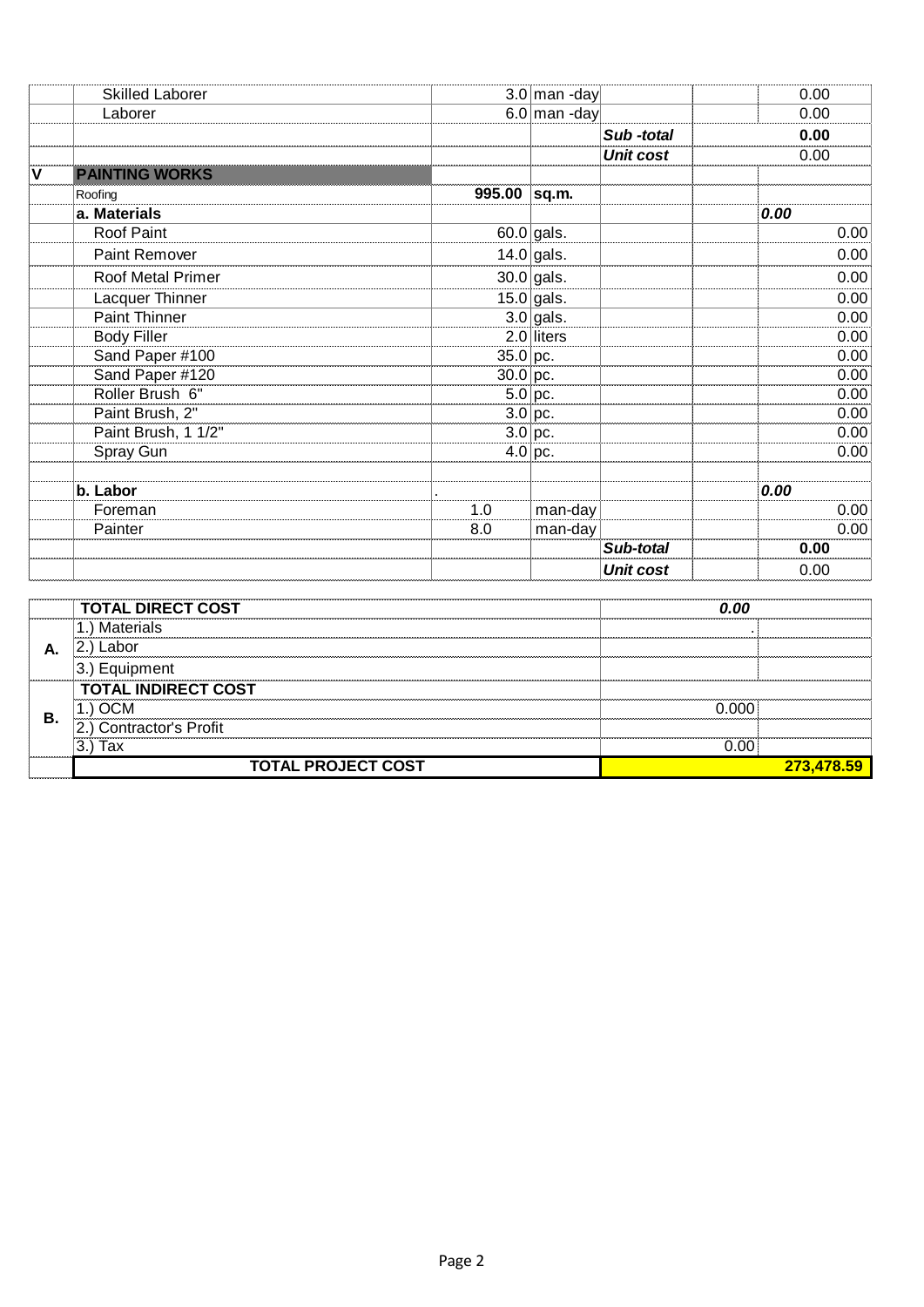| | | | | | | |
|---|---|---|---|---|---|---|
| | Skilled Laborer | 3.0 | man -day | | | 0.00 |
| | Laborer | 6.0 | man -day | | | 0.00 |
| | | | | ***Sub -total*** | | **0.00** |
| | | | | ***Unit cost*** | | 0.00 |
| **V** | **PAINTING WORKS** | | | | | |
| | Roofing | **995.00** | **sq.m.** | | | |
| | **a. Materials** | | | | | ***0.00*** |
| | Roof Paint | 60.0 | gals. | | | 0.00 |
| | Paint Remover | 14.0 | gals. | | | 0.00 |
| | Roof Metal Primer | 30.0 | gals. | | | 0.00 |
| | Lacquer Thinner | 15.0 | gals. | | | 0.00 |
| | Paint Thinner | 3.0 | gals. | | | 0.00 |
| | Body Filler | 2.0 | liters | | | 0.00 |
| | Sand Paper #100 | 35.0 | pc. | | | 0.00 |
| | Sand Paper #120 | 30.0 | pc. | | | 0.00 |
| | Roller Brush 6" | 5.0 | pc. | | | 0.00 |
| | Paint Brush, 2" | 3.0 | pc. | | | 0.00 |
| | Paint Brush, 1 1/2" | 3.0 | pc. | | | 0.00 |
| | Spray Gun | 4.0 | pc. | | | 0.00 |
| | | | | | | |
| | **b. Labor** | . | | | | ***0.00*** |
| | Foreman | 1.0 | man-day | | | 0.00 |
| | Painter | 8.0 | man-day | | | 0.00 |
| | | | | ***Sub-total*** | | **0.00** |
| | | | | ***Unit cost*** | | 0.00 |

| | | | |
|---|---|---|---|
| | **TOTAL DIRECT COST** | ***0.00*** | |
| **A.** | 1.) Materials | . | |
| | 2.) Labor | | |
| | 3.) Equipment | | |
| | **TOTAL INDIRECT COST** | | |
| **B.** | 1.) OCM | 0.000 | |
| | 2.) Contractor's Profit | | |
| | 3.) Tax | 0.00 | |
| | **TOTAL PROJECT COST** | | **273,478.59** |